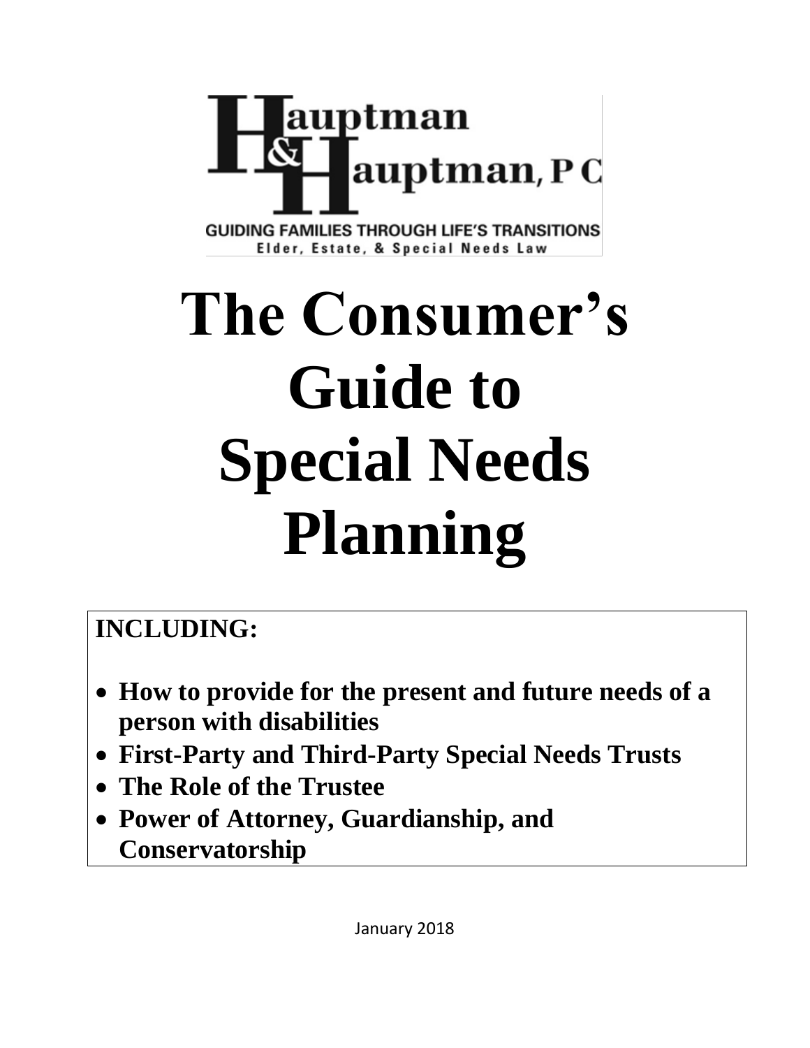Hauptman & Hauptman, P C

GUIDING FAMILIES THROUGH LIFE'S TRANSITIONS
Elder, Estate, & Special Needs Law

# The Consumer's Guide to Special Needs Planning

**INCLUDING:**

- **How to provide for the present and future needs of a person with disabilities**
- **First-Party and Third-Party Special Needs Trusts**
- **The Role of the Trustee**
- **Power of Attorney, Guardianship, and Conservatorship**

January 2018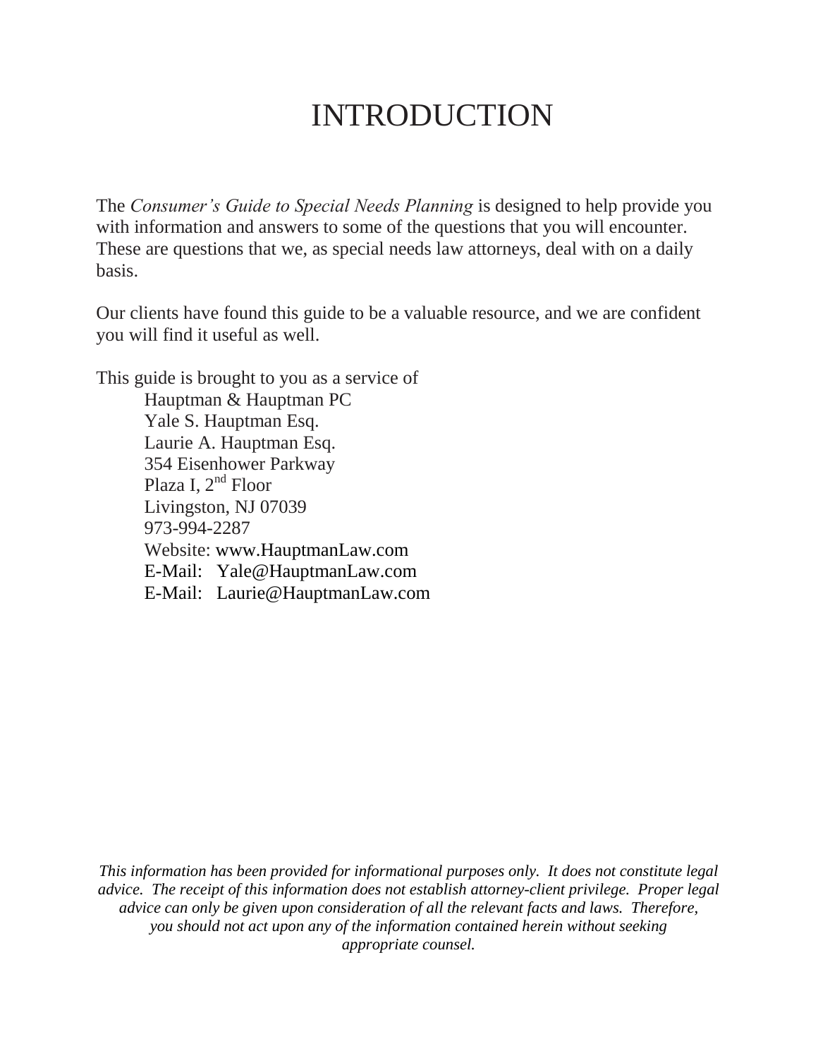# INTRODUCTION

The *Consumer's Guide to Special Needs Planning* is designed to help provide you with information and answers to some of the questions that you will encounter. These are questions that we, as special needs law attorneys, deal with on a daily basis.

Our clients have found this guide to be a valuable resource, and we are confident you will find it useful as well.

This guide is brought to you as a service of

Hauptman & Hauptman PC
Yale S. Hauptman Esq.
Laurie A. Hauptman Esq.
354 Eisenhower Parkway
Plaza I, 2nd Floor
Livingston, NJ 07039
973-994-2287
Website: www.HauptmanLaw.com
E-Mail: Yale@HauptmanLaw.com
E-Mail: Laurie@HauptmanLaw.com

*This information has been provided for informational purposes only. It does not constitute legal advice. The receipt of this information does not establish attorney-client privilege. Proper legal advice can only be given upon consideration of all the relevant facts and laws. Therefore, you should not act upon any of the information contained herein without seeking appropriate counsel.*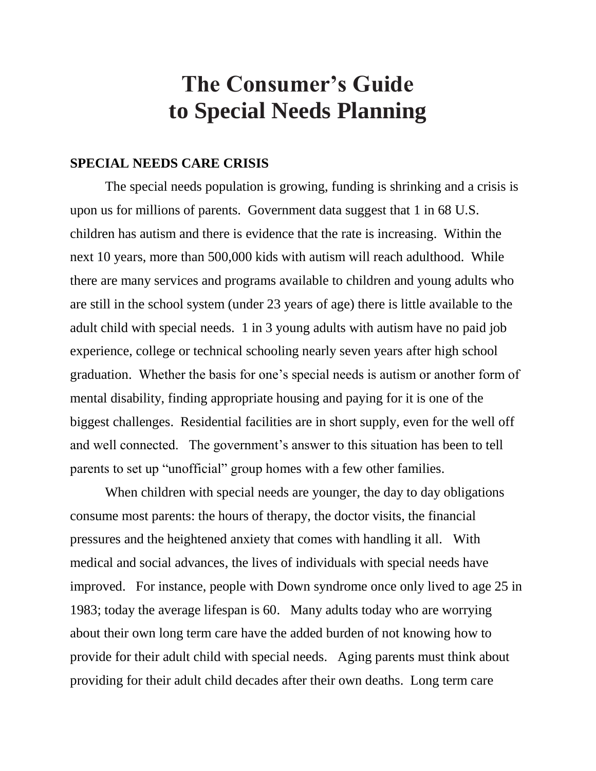# The Consumer's Guide to Special Needs Planning

## SPECIAL NEEDS CARE CRISIS

The special needs population is growing, funding is shrinking and a crisis is upon us for millions of parents. Government data suggest that 1 in 68 U.S. children has autism and there is evidence that the rate is increasing. Within the next 10 years, more than 500,000 kids with autism will reach adulthood. While there are many services and programs available to children and young adults who are still in the school system (under 23 years of age) there is little available to the adult child with special needs. 1 in 3 young adults with autism have no paid job experience, college or technical schooling nearly seven years after high school graduation. Whether the basis for one's special needs is autism or another form of mental disability, finding appropriate housing and paying for it is one of the biggest challenges. Residential facilities are in short supply, even for the well off and well connected. The government's answer to this situation has been to tell parents to set up "unofficial" group homes with a few other families.

When children with special needs are younger, the day to day obligations consume most parents: the hours of therapy, the doctor visits, the financial pressures and the heightened anxiety that comes with handling it all. With medical and social advances, the lives of individuals with special needs have improved. For instance, people with Down syndrome once only lived to age 25 in 1983; today the average lifespan is 60. Many adults today who are worrying about their own long term care have the added burden of not knowing how to provide for their adult child with special needs. Aging parents must think about providing for their adult child decades after their own deaths. Long term care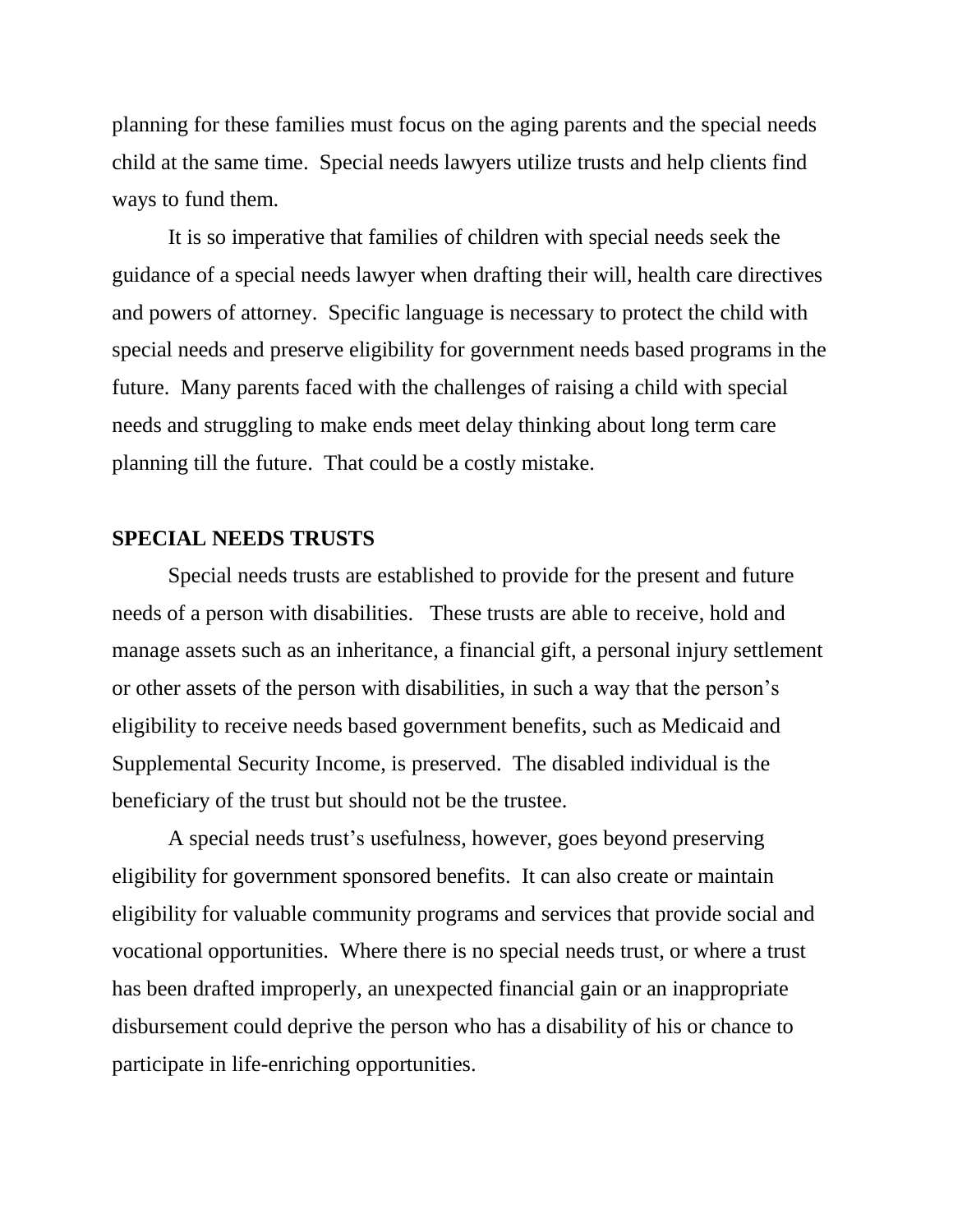planning for these families must focus on the aging parents and the special needs child at the same time. Special needs lawyers utilize trusts and help clients find ways to fund them.

It is so imperative that families of children with special needs seek the guidance of a special needs lawyer when drafting their will, health care directives and powers of attorney. Specific language is necessary to protect the child with special needs and preserve eligibility for government needs based programs in the future. Many parents faced with the challenges of raising a child with special needs and struggling to make ends meet delay thinking about long term care planning till the future. That could be a costly mistake.

## SPECIAL NEEDS TRUSTS

Special needs trusts are established to provide for the present and future needs of a person with disabilities. These trusts are able to receive, hold and manage assets such as an inheritance, a financial gift, a personal injury settlement or other assets of the person with disabilities, in such a way that the person's eligibility to receive needs based government benefits, such as Medicaid and Supplemental Security Income, is preserved. The disabled individual is the beneficiary of the trust but should not be the trustee.

A special needs trust's usefulness, however, goes beyond preserving eligibility for government sponsored benefits. It can also create or maintain eligibility for valuable community programs and services that provide social and vocational opportunities. Where there is no special needs trust, or where a trust has been drafted improperly, an unexpected financial gain or an inappropriate disbursement could deprive the person who has a disability of his or chance to participate in life-enriching opportunities.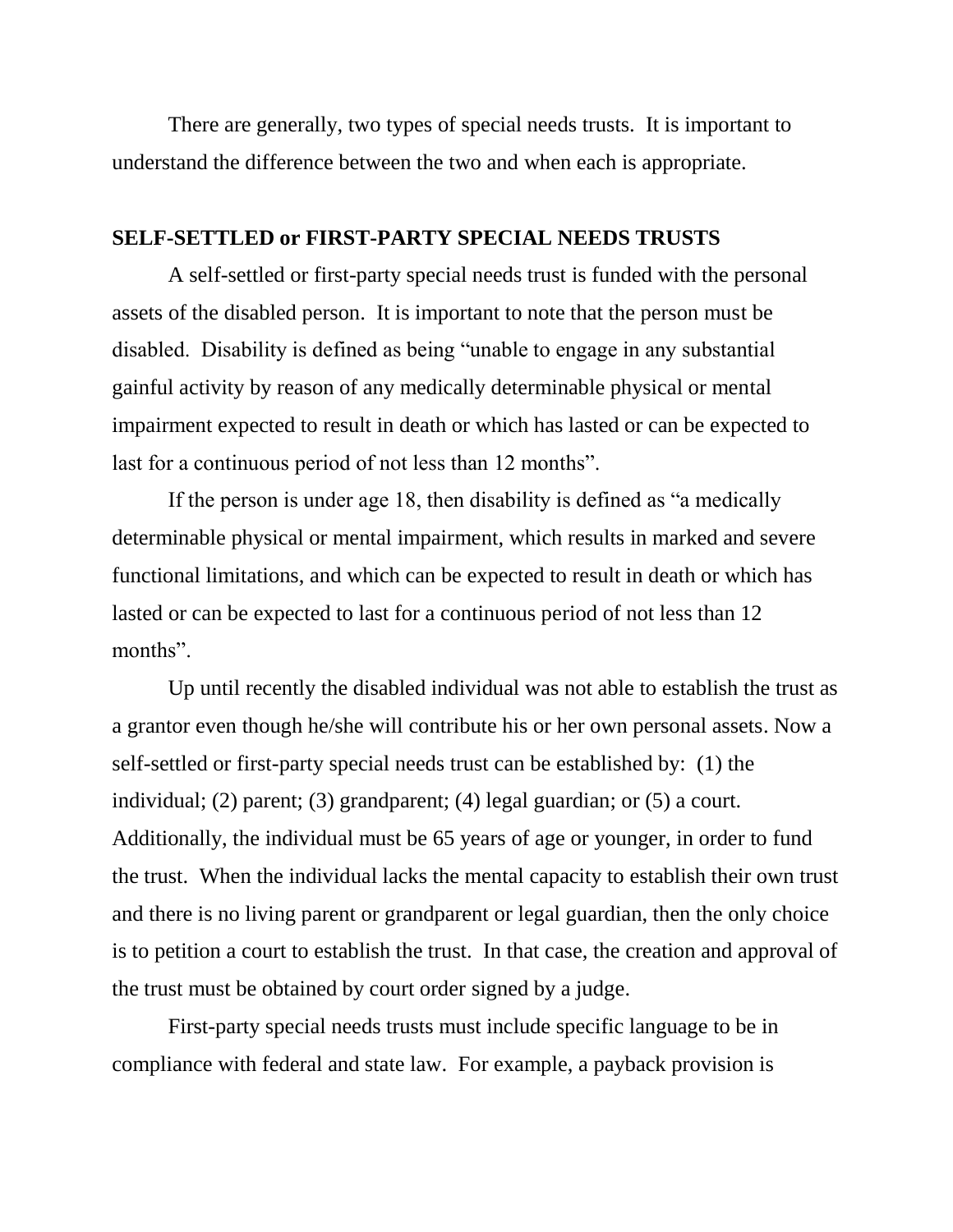There are generally, two types of special needs trusts. It is important to understand the difference between the two and when each is appropriate.

**SELF-SETTLED or FIRST-PARTY SPECIAL NEEDS TRUSTS**

A self-settled or first-party special needs trust is funded with the personal assets of the disabled person. It is important to note that the person must be disabled. Disability is defined as being "unable to engage in any substantial gainful activity by reason of any medically determinable physical or mental impairment expected to result in death or which has lasted or can be expected to last for a continuous period of not less than 12 months".

If the person is under age 18, then disability is defined as "a medically determinable physical or mental impairment, which results in marked and severe functional limitations, and which can be expected to result in death or which has lasted or can be expected to last for a continuous period of not less than 12 months".

Up until recently the disabled individual was not able to establish the trust as a grantor even though he/she will contribute his or her own personal assets. Now a self-settled or first-party special needs trust can be established by: (1) the individual; (2) parent; (3) grandparent; (4) legal guardian; or (5) a court. Additionally, the individual must be 65 years of age or younger, in order to fund the trust. When the individual lacks the mental capacity to establish their own trust and there is no living parent or grandparent or legal guardian, then the only choice is to petition a court to establish the trust. In that case, the creation and approval of the trust must be obtained by court order signed by a judge.

First-party special needs trusts must include specific language to be in compliance with federal and state law. For example, a payback provision is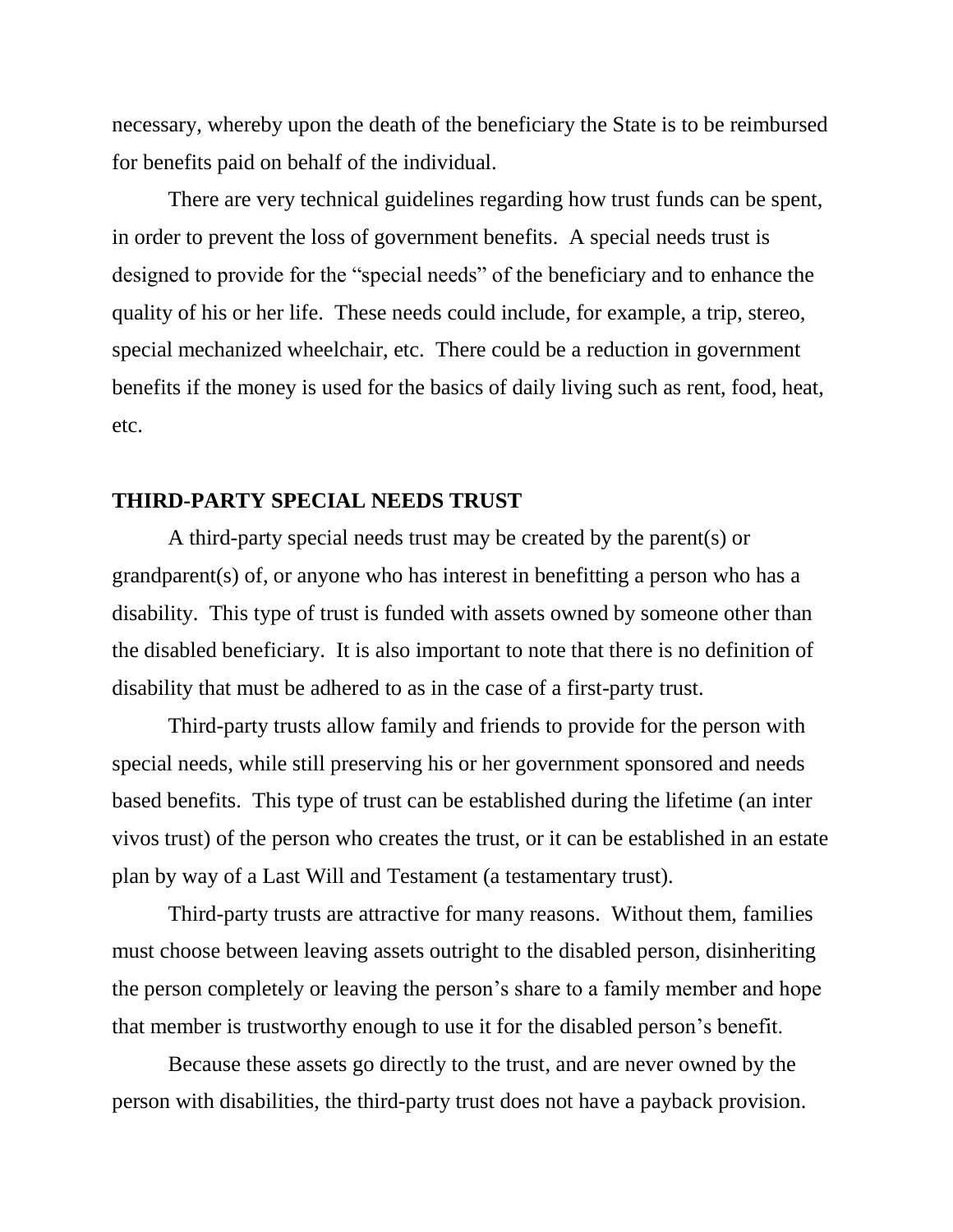necessary, whereby upon the death of the beneficiary the State is to be reimbursed for benefits paid on behalf of the individual.

There are very technical guidelines regarding how trust funds can be spent, in order to prevent the loss of government benefits. A special needs trust is designed to provide for the "special needs" of the beneficiary and to enhance the quality of his or her life. These needs could include, for example, a trip, stereo, special mechanized wheelchair, etc. There could be a reduction in government benefits if the money is used for the basics of daily living such as rent, food, heat, etc.

## THIRD-PARTY SPECIAL NEEDS TRUST

A third-party special needs trust may be created by the parent(s) or grandparent(s) of, or anyone who has interest in benefitting a person who has a disability. This type of trust is funded with assets owned by someone other than the disabled beneficiary. It is also important to note that there is no definition of disability that must be adhered to as in the case of a first-party trust.

Third-party trusts allow family and friends to provide for the person with special needs, while still preserving his or her government sponsored and needs based benefits. This type of trust can be established during the lifetime (an inter vivos trust) of the person who creates the trust, or it can be established in an estate plan by way of a Last Will and Testament (a testamentary trust).

Third-party trusts are attractive for many reasons. Without them, families must choose between leaving assets outright to the disabled person, disinheriting the person completely or leaving the person's share to a family member and hope that member is trustworthy enough to use it for the disabled person's benefit.

Because these assets go directly to the trust, and are never owned by the person with disabilities, the third-party trust does not have a payback provision.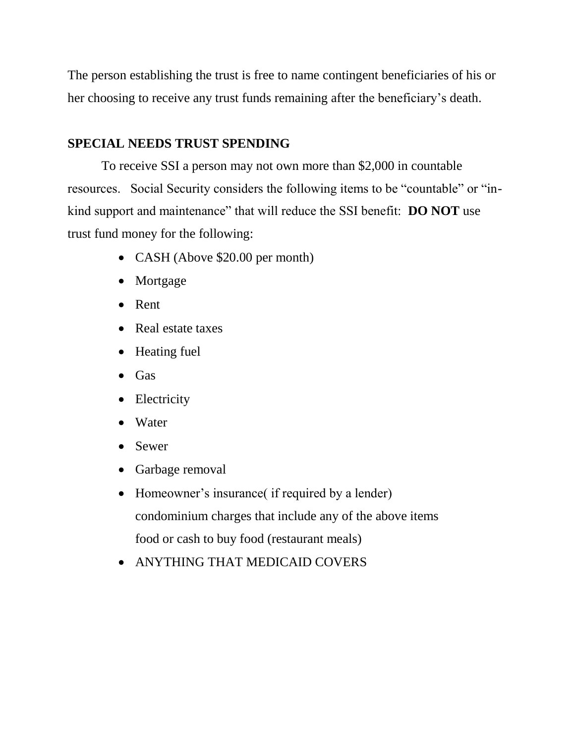The person establishing the trust is free to name contingent beneficiaries of his or her choosing to receive any trust funds remaining after the beneficiary's death.

**SPECIAL NEEDS TRUST SPENDING**

To receive SSI a person may not own more than $2,000 in countable resources. Social Security considers the following items to be "countable" or "in-kind support and maintenance" that will reduce the SSI benefit: **DO NOT** use trust fund money for the following:

- CASH (Above $20.00 per month)
- Mortgage
- Rent
- Real estate taxes
- Heating fuel
- Gas
- Electricity
- Water
- Sewer
- Garbage removal
- Homeowner's insurance( if required by a lender)
  condominium charges that include any of the above items
  food or cash to buy food (restaurant meals)
- ANYTHING THAT MEDICAID COVERS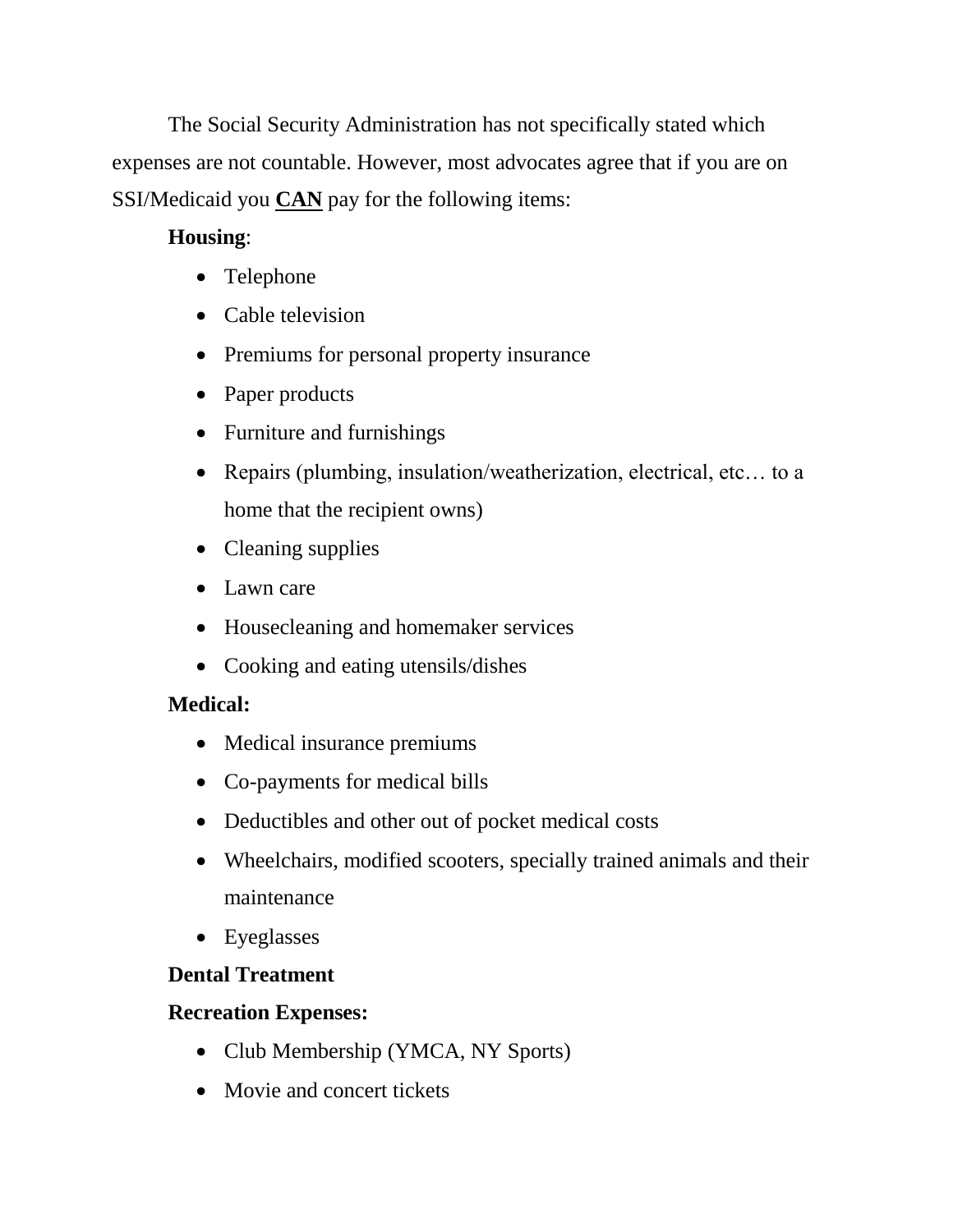The Social Security Administration has not specifically stated which expenses are not countable. However, most advocates agree that if you are on SSI/Medicaid you **CAN** pay for the following items:

**Housing**:

- Telephone
- Cable television
- Premiums for personal property insurance
- Paper products
- Furniture and furnishings
- Repairs (plumbing, insulation/weatherization, electrical, etc… to a home that the recipient owns)
- Cleaning supplies
- Lawn care
- Housecleaning and homemaker services
- Cooking and eating utensils/dishes

**Medical:**

- Medical insurance premiums
- Co-payments for medical bills
- Deductibles and other out of pocket medical costs
- Wheelchairs, modified scooters, specially trained animals and their maintenance
- Eyeglasses

**Dental Treatment**

**Recreation Expenses:**

- Club Membership (YMCA, NY Sports)
- Movie and concert tickets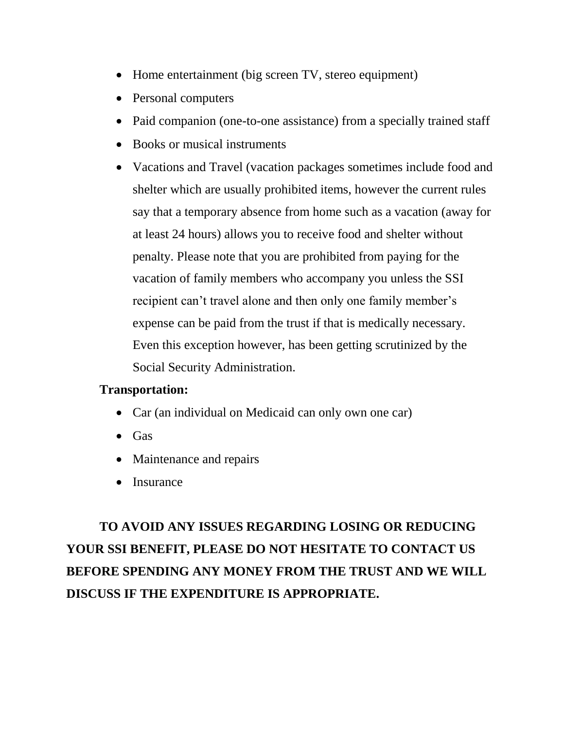- Home entertainment (big screen TV, stereo equipment)
- Personal computers
- Paid companion (one-to-one assistance) from a specially trained staff
- Books or musical instruments
- Vacations and Travel (vacation packages sometimes include food and shelter which are usually prohibited items, however the current rules say that a temporary absence from home such as a vacation (away for at least 24 hours) allows you to receive food and shelter without penalty. Please note that you are prohibited from paying for the vacation of family members who accompany you unless the SSI recipient can't travel alone and then only one family member's expense can be paid from the trust if that is medically necessary. Even this exception however, has been getting scrutinized by the Social Security Administration.

**Transportation:**

- Car (an individual on Medicaid can only own one car)
- Gas
- Maintenance and repairs
- Insurance

**TO AVOID ANY ISSUES REGARDING LOSING OR REDUCING YOUR SSI BENEFIT, PLEASE DO NOT HESITATE TO CONTACT US BEFORE SPENDING ANY MONEY FROM THE TRUST AND WE WILL DISCUSS IF THE EXPENDITURE IS APPROPRIATE.**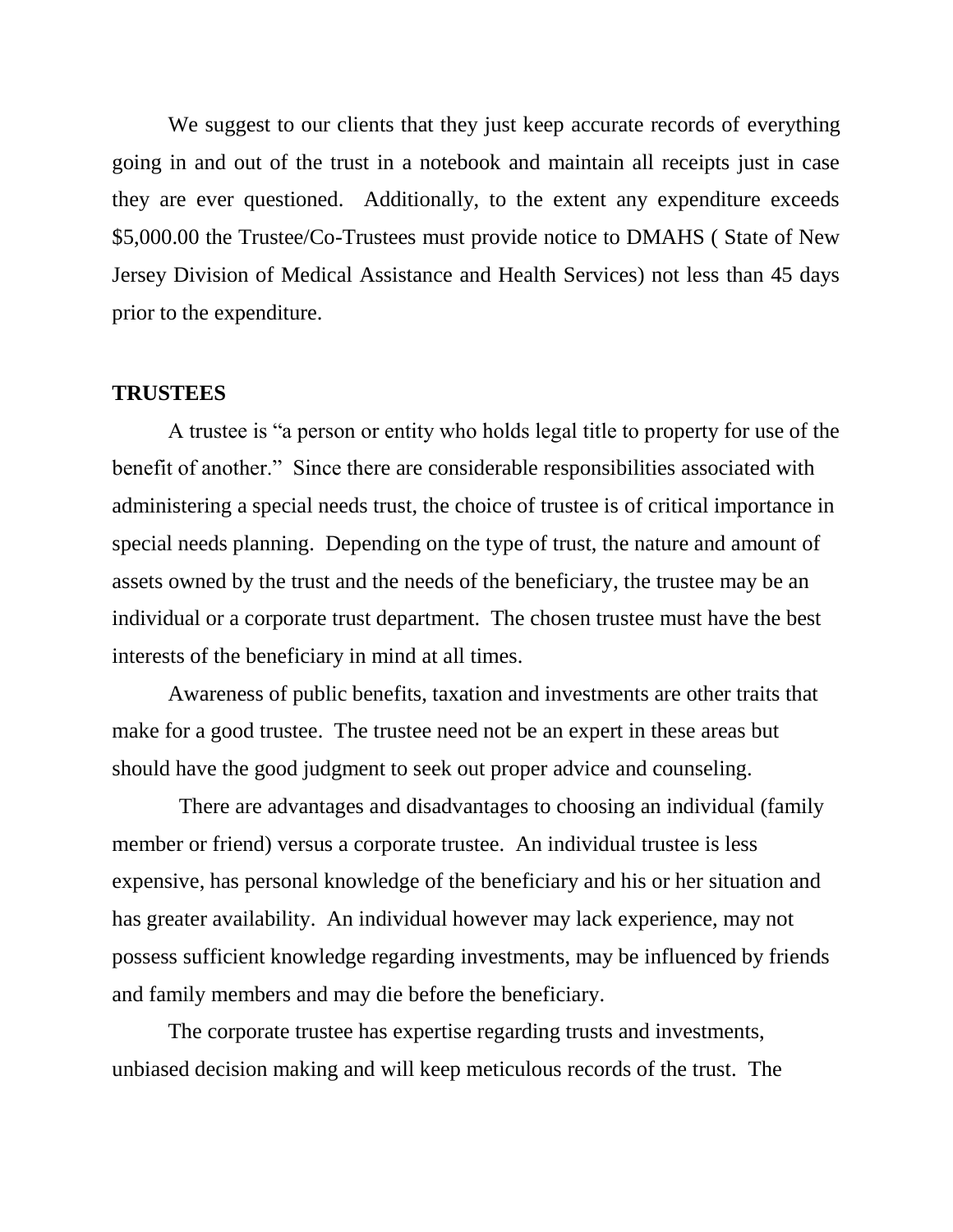We suggest to our clients that they just keep accurate records of everything going in and out of the trust in a notebook and maintain all receipts just in case they are ever questioned. Additionally, to the extent any expenditure exceeds $5,000.00 the Trustee/Co-Trustees must provide notice to DMAHS ( State of New Jersey Division of Medical Assistance and Health Services) not less than 45 days prior to the expenditure.

**TRUSTEES**

A trustee is "a person or entity who holds legal title to property for use of the benefit of another." Since there are considerable responsibilities associated with administering a special needs trust, the choice of trustee is of critical importance in special needs planning. Depending on the type of trust, the nature and amount of assets owned by the trust and the needs of the beneficiary, the trustee may be an individual or a corporate trust department. The chosen trustee must have the best interests of the beneficiary in mind at all times.

Awareness of public benefits, taxation and investments are other traits that make for a good trustee. The trustee need not be an expert in these areas but should have the good judgment to seek out proper advice and counseling.

There are advantages and disadvantages to choosing an individual (family member or friend) versus a corporate trustee. An individual trustee is less expensive, has personal knowledge of the beneficiary and his or her situation and has greater availability. An individual however may lack experience, may not possess sufficient knowledge regarding investments, may be influenced by friends and family members and may die before the beneficiary.

The corporate trustee has expertise regarding trusts and investments, unbiased decision making and will keep meticulous records of the trust. The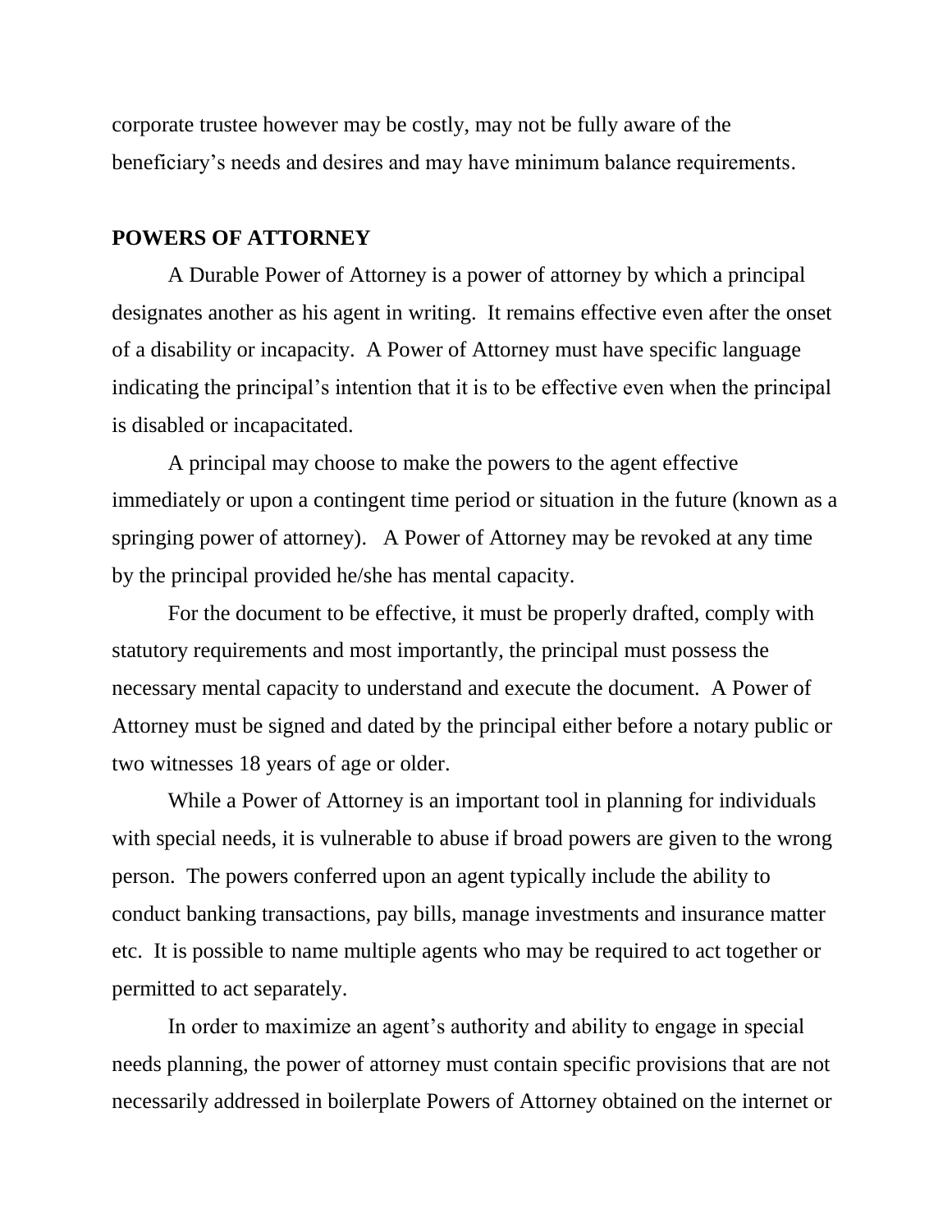corporate trustee however may be costly, may not be fully aware of the beneficiary's needs and desires and may have minimum balance requirements.

## POWERS OF ATTORNEY

A Durable Power of Attorney is a power of attorney by which a principal designates another as his agent in writing. It remains effective even after the onset of a disability or incapacity. A Power of Attorney must have specific language indicating the principal's intention that it is to be effective even when the principal is disabled or incapacitated.

A principal may choose to make the powers to the agent effective immediately or upon a contingent time period or situation in the future (known as a springing power of attorney). A Power of Attorney may be revoked at any time by the principal provided he/she has mental capacity.

For the document to be effective, it must be properly drafted, comply with statutory requirements and most importantly, the principal must possess the necessary mental capacity to understand and execute the document. A Power of Attorney must be signed and dated by the principal either before a notary public or two witnesses 18 years of age or older.

While a Power of Attorney is an important tool in planning for individuals with special needs, it is vulnerable to abuse if broad powers are given to the wrong person. The powers conferred upon an agent typically include the ability to conduct banking transactions, pay bills, manage investments and insurance matter etc. It is possible to name multiple agents who may be required to act together or permitted to act separately.

In order to maximize an agent's authority and ability to engage in special needs planning, the power of attorney must contain specific provisions that are not necessarily addressed in boilerplate Powers of Attorney obtained on the internet or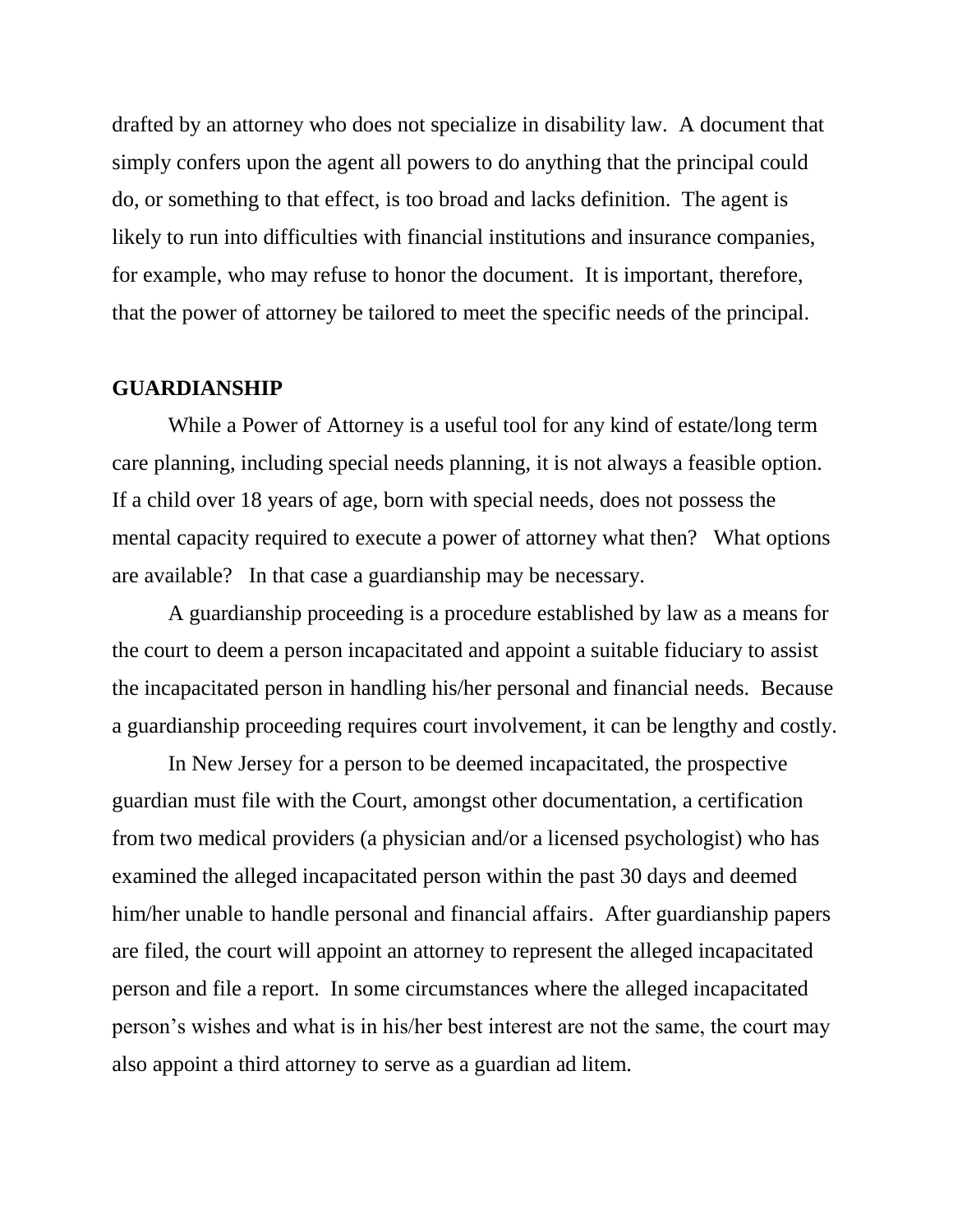drafted by an attorney who does not specialize in disability law. A document that simply confers upon the agent all powers to do anything that the principal could do, or something to that effect, is too broad and lacks definition. The agent is likely to run into difficulties with financial institutions and insurance companies, for example, who may refuse to honor the document. It is important, therefore, that the power of attorney be tailored to meet the specific needs of the principal.

## GUARDIANSHIP

While a Power of Attorney is a useful tool for any kind of estate/long term care planning, including special needs planning, it is not always a feasible option. If a child over 18 years of age, born with special needs, does not possess the mental capacity required to execute a power of attorney what then? What options are available? In that case a guardianship may be necessary.

A guardianship proceeding is a procedure established by law as a means for the court to deem a person incapacitated and appoint a suitable fiduciary to assist the incapacitated person in handling his/her personal and financial needs. Because a guardianship proceeding requires court involvement, it can be lengthy and costly.

In New Jersey for a person to be deemed incapacitated, the prospective guardian must file with the Court, amongst other documentation, a certification from two medical providers (a physician and/or a licensed psychologist) who has examined the alleged incapacitated person within the past 30 days and deemed him/her unable to handle personal and financial affairs. After guardianship papers are filed, the court will appoint an attorney to represent the alleged incapacitated person and file a report. In some circumstances where the alleged incapacitated person's wishes and what is in his/her best interest are not the same, the court may also appoint a third attorney to serve as a guardian ad litem.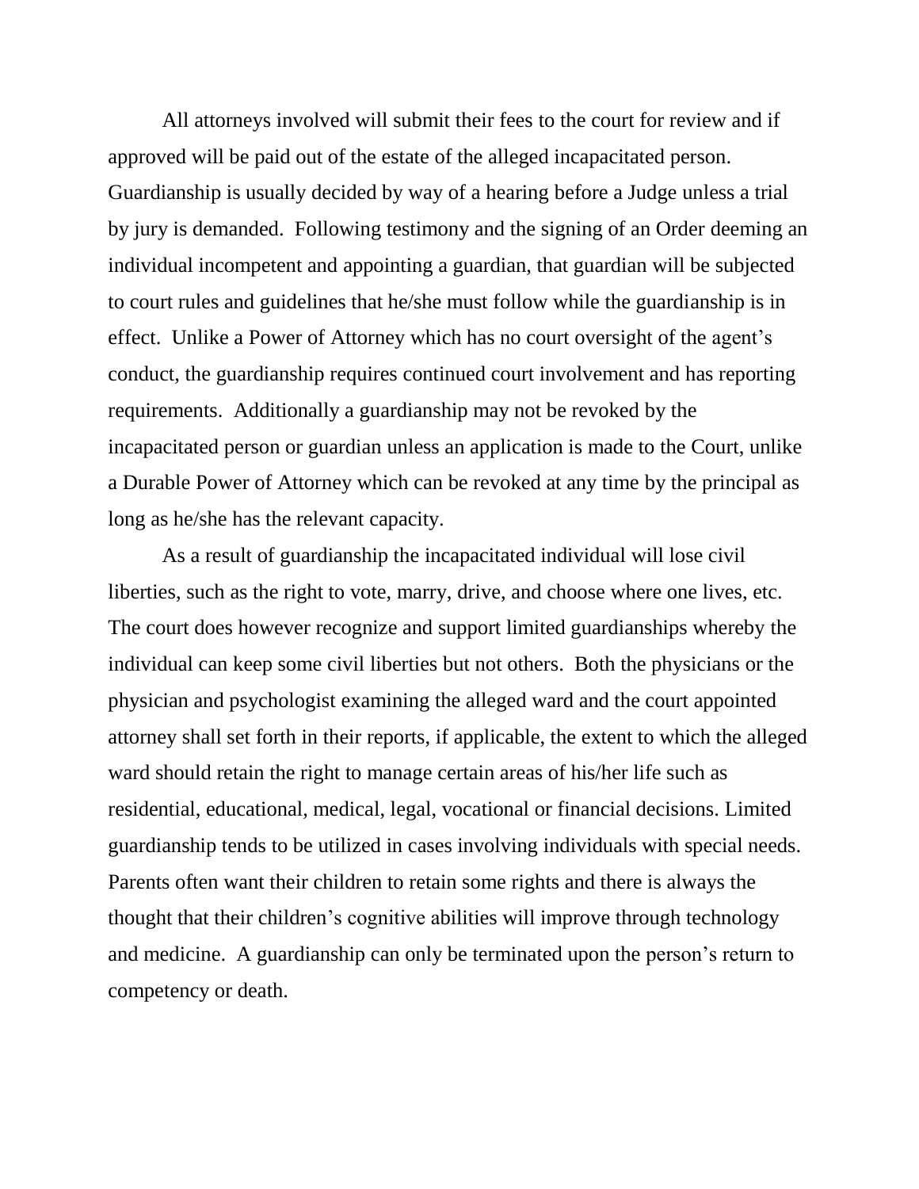All attorneys involved will submit their fees to the court for review and if approved will be paid out of the estate of the alleged incapacitated person. Guardianship is usually decided by way of a hearing before a Judge unless a trial by jury is demanded. Following testimony and the signing of an Order deeming an individual incompetent and appointing a guardian, that guardian will be subjected to court rules and guidelines that he/she must follow while the guardianship is in effect. Unlike a Power of Attorney which has no court oversight of the agent's conduct, the guardianship requires continued court involvement and has reporting requirements. Additionally a guardianship may not be revoked by the incapacitated person or guardian unless an application is made to the Court, unlike a Durable Power of Attorney which can be revoked at any time by the principal as long as he/she has the relevant capacity.

As a result of guardianship the incapacitated individual will lose civil liberties, such as the right to vote, marry, drive, and choose where one lives, etc. The court does however recognize and support limited guardianships whereby the individual can keep some civil liberties but not others. Both the physicians or the physician and psychologist examining the alleged ward and the court appointed attorney shall set forth in their reports, if applicable, the extent to which the alleged ward should retain the right to manage certain areas of his/her life such as residential, educational, medical, legal, vocational or financial decisions. Limited guardianship tends to be utilized in cases involving individuals with special needs. Parents often want their children to retain some rights and there is always the thought that their children's cognitive abilities will improve through technology and medicine. A guardianship can only be terminated upon the person's return to competency or death.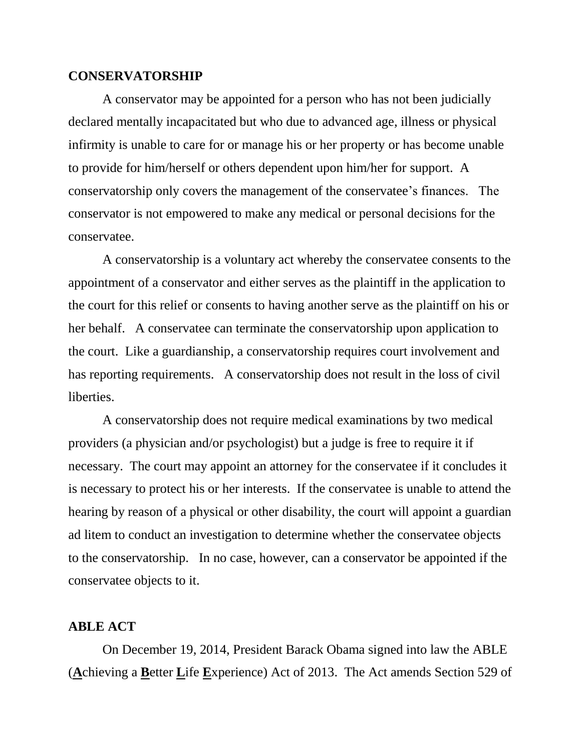## CONSERVATORSHIP

A conservator may be appointed for a person who has not been judicially declared mentally incapacitated but who due to advanced age, illness or physical infirmity is unable to care for or manage his or her property or has become unable to provide for him/herself or others dependent upon him/her for support. A conservatorship only covers the management of the conservatee's finances. The conservator is not empowered to make any medical or personal decisions for the conservatee.

A conservatorship is a voluntary act whereby the conservatee consents to the appointment of a conservator and either serves as the plaintiff in the application to the court for this relief or consents to having another serve as the plaintiff on his or her behalf. A conservatee can terminate the conservatorship upon application to the court. Like a guardianship, a conservatorship requires court involvement and has reporting requirements. A conservatorship does not result in the loss of civil liberties.

A conservatorship does not require medical examinations by two medical providers (a physician and/or psychologist) but a judge is free to require it if necessary. The court may appoint an attorney for the conservatee if it concludes it is necessary to protect his or her interests. If the conservatee is unable to attend the hearing by reason of a physical or other disability, the court will appoint a guardian ad litem to conduct an investigation to determine whether the conservatee objects to the conservatorship. In no case, however, can a conservator be appointed if the conservatee objects to it.

## ABLE ACT

On December 19, 2014, President Barack Obama signed into law the ABLE (**A**chieving a **B**etter **L**ife **E**xperience) Act of 2013. The Act amends Section 529 of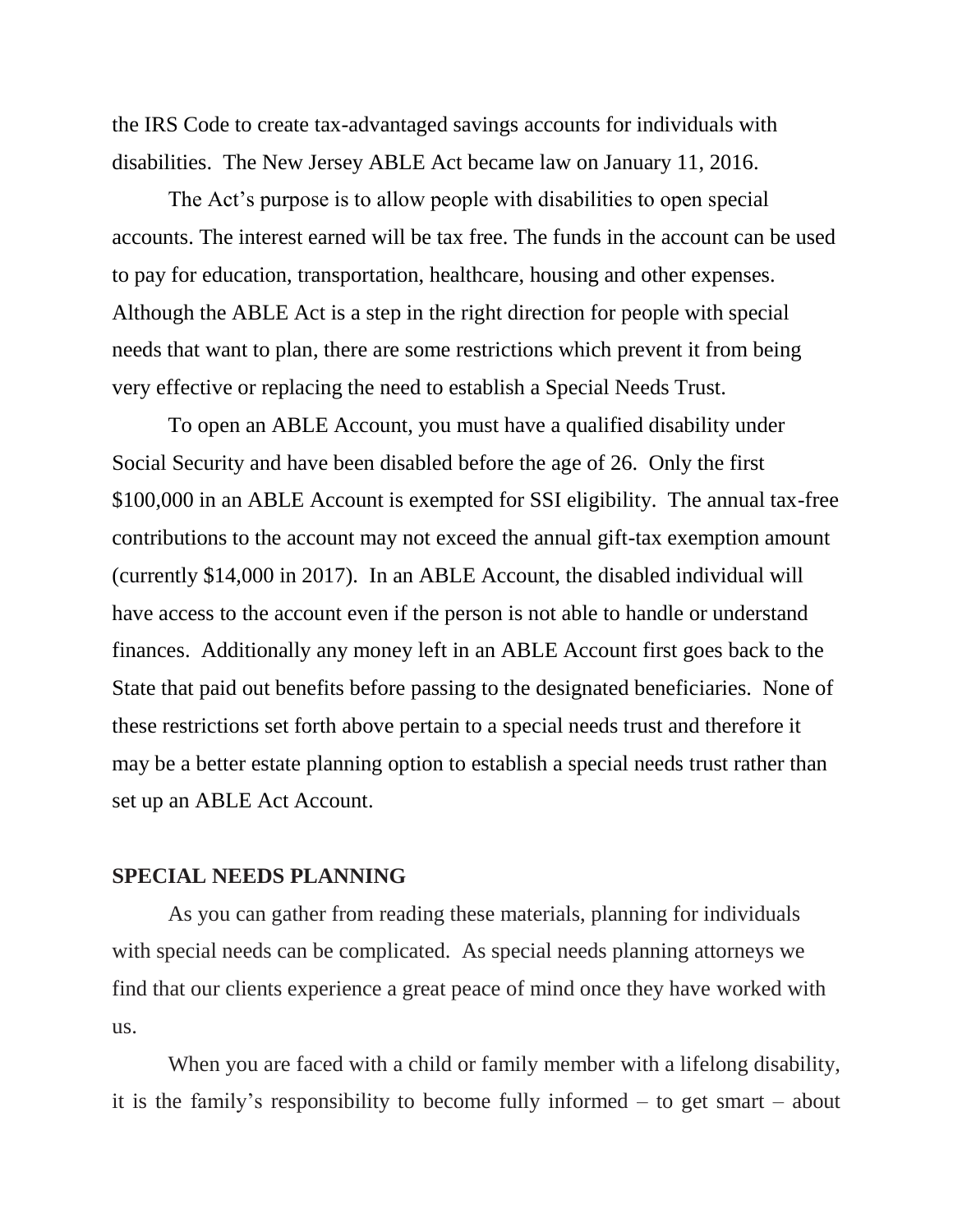the IRS Code to create tax-advantaged savings accounts for individuals with disabilities. The New Jersey ABLE Act became law on January 11, 2016.

The Act's purpose is to allow people with disabilities to open special accounts. The interest earned will be tax free. The funds in the account can be used to pay for education, transportation, healthcare, housing and other expenses. Although the ABLE Act is a step in the right direction for people with special needs that want to plan, there are some restrictions which prevent it from being very effective or replacing the need to establish a Special Needs Trust.

To open an ABLE Account, you must have a qualified disability under Social Security and have been disabled before the age of 26. Only the first $100,000 in an ABLE Account is exempted for SSI eligibility. The annual tax-free contributions to the account may not exceed the annual gift-tax exemption amount (currently $14,000 in 2017). In an ABLE Account, the disabled individual will have access to the account even if the person is not able to handle or understand finances. Additionally any money left in an ABLE Account first goes back to the State that paid out benefits before passing to the designated beneficiaries. None of these restrictions set forth above pertain to a special needs trust and therefore it may be a better estate planning option to establish a special needs trust rather than set up an ABLE Act Account.

**SPECIAL NEEDS PLANNING**

As you can gather from reading these materials, planning for individuals with special needs can be complicated. As special needs planning attorneys we find that our clients experience a great peace of mind once they have worked with us.

When you are faced with a child or family member with a lifelong disability, it is the family's responsibility to become fully informed – to get smart – about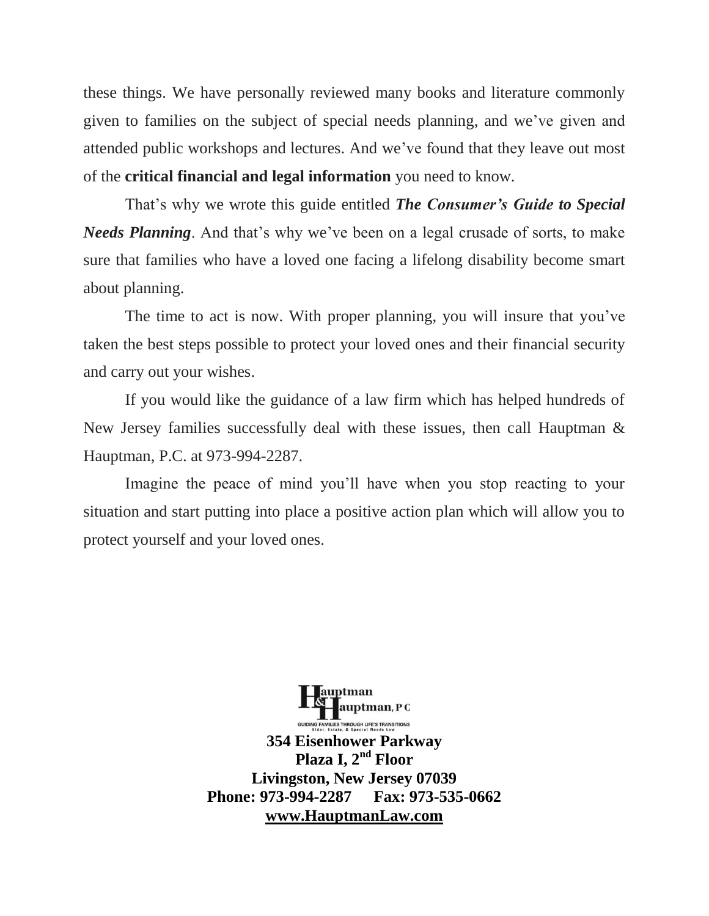these things. We have personally reviewed many books and literature commonly given to families on the subject of special needs planning, and we've given and attended public workshops and lectures. And we've found that they leave out most of the **critical financial and legal information** you need to know.

That's why we wrote this guide entitled ***The Consumer's Guide to Special Needs Planning***. And that's why we've been on a legal crusade of sorts, to make sure that families who have a loved one facing a lifelong disability become smart about planning.

The time to act is now. With proper planning, you will insure that you've taken the best steps possible to protect your loved ones and their financial security and carry out your wishes.

If you would like the guidance of a law firm which has helped hundreds of New Jersey families successfully deal with these issues, then call Hauptman & Hauptman, P.C. at 973-994-2287.

Imagine the peace of mind you'll have when you stop reacting to your situation and start putting into place a positive action plan which will allow you to protect yourself and your loved ones.

Hauptman & Hauptman, P.C.
GUIDING FAMILIES THROUGH LIFE'S TRANSITIONS
Elder, Estate, & Special Needs Law

**354 Eisenhower Parkway**
**Plaza I, 2nd Floor**
**Livingston, New Jersey 07039**
**Phone: 973-994-2287 Fax: 973-535-0662**
**www.HauptmanLaw.com**